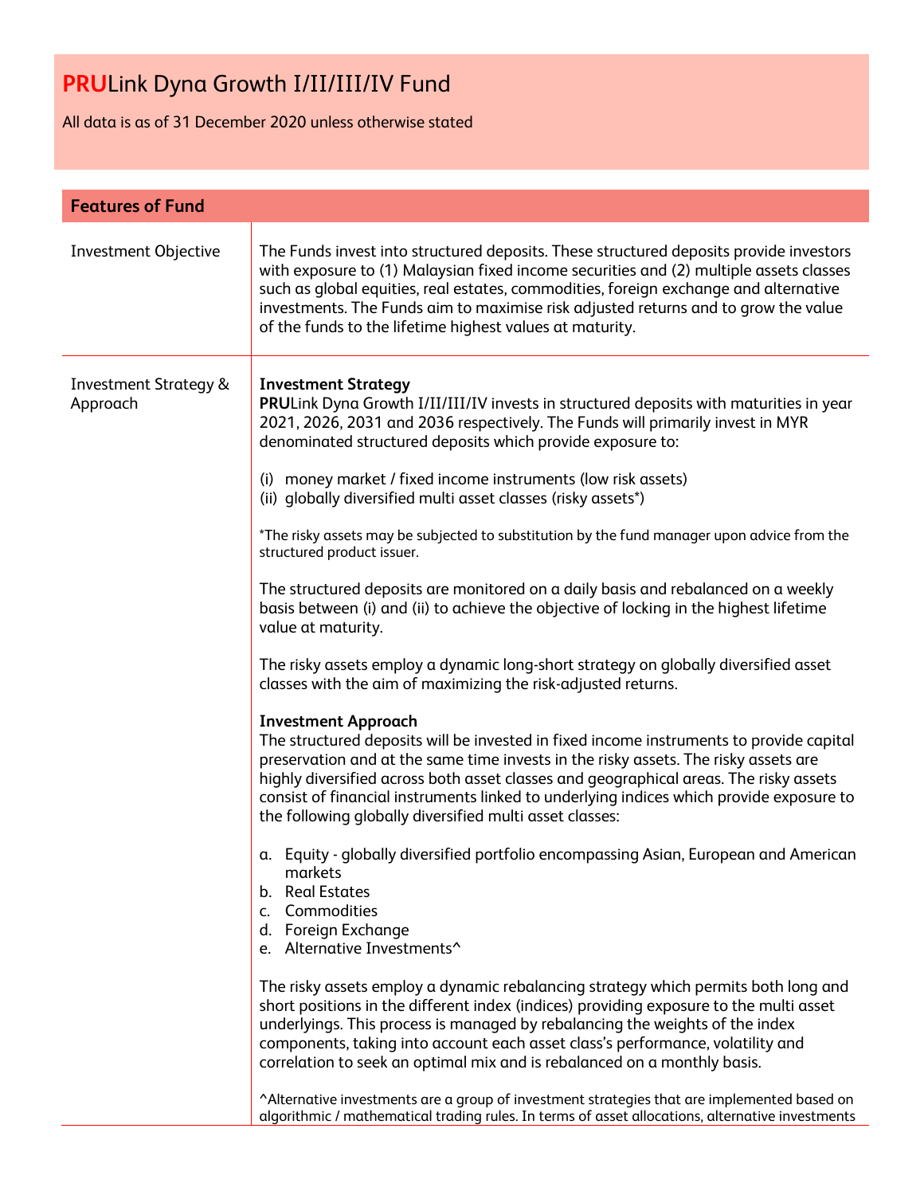# **PRU**Link Dyna Growth I/II/III/IV Fund

All data is as of 31 December 2020 unless otherwise stated

## Features of Fund

| | |
|---|---|
| Investment Objective | The Funds invest into structured deposits. These structured deposits provide investors with exposure to (1) Malaysian fixed income securities and (2) multiple assets classes such as global equities, real estates, commodities, foreign exchange and alternative investments. The Funds aim to maximise risk adjusted returns and to grow the value of the funds to the lifetime highest values at maturity. |
| Investment Strategy & Approach | **Investment Strategy**<br>**PRU**Link Dyna Growth I/II/III/IV invests in structured deposits with maturities in year 2021, 2026, 2031 and 2036 respectively. The Funds will primarily invest in MYR denominated structured deposits which provide exposure to:<br><br>(i) money market / fixed income instruments (low risk assets)<br>(ii) globally diversified multi asset classes (risky assets*)<br><br>*The risky assets may be subjected to substitution by the fund manager upon advice from the structured product issuer.<br><br>The structured deposits are monitored on a daily basis and rebalanced on a weekly basis between (i) and (ii) to achieve the objective of locking in the highest lifetime value at maturity.<br><br>The risky assets employ a dynamic long-short strategy on globally diversified asset classes with the aim of maximizing the risk-adjusted returns.<br><br>**Investment Approach**<br>The structured deposits will be invested in fixed income instruments to provide capital preservation and at the same time invests in the risky assets. The risky assets are highly diversified across both asset classes and geographical areas. The risky assets consist of financial instruments linked to underlying indices which provide exposure to the following globally diversified multi asset classes:<br><br>a. Equity - globally diversified portfolio encompassing Asian, European and American markets<br>b. Real Estates<br>c. Commodities<br>d. Foreign Exchange<br>e. Alternative Investments^<br><br>The risky assets employ a dynamic rebalancing strategy which permits both long and short positions in the different index (indices) providing exposure to the multi asset underlyings. This process is managed by rebalancing the weights of the index components, taking into account each asset class's performance, volatility and correlation to seek an optimal mix and is rebalanced on a monthly basis.<br><br>^Alternative investments are a group of investment strategies that are implemented based on algorithmic / mathematical trading rules. In terms of asset allocations, alternative investments |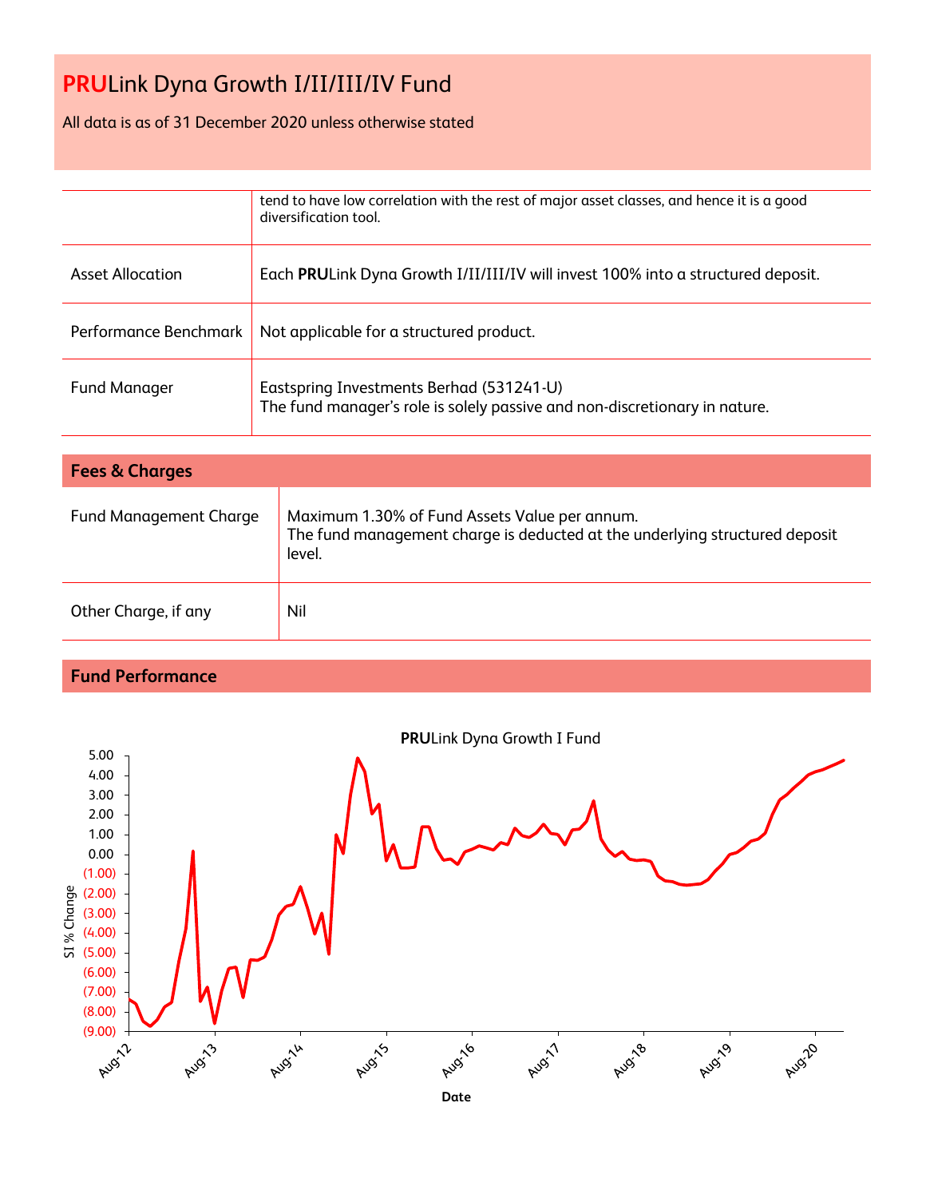# **PRU**Link Dyna Growth I/II/III/IV Fund

All data is as of 31 December 2020 unless otherwise stated

| | |
|---|---|
| | tend to have low correlation with the rest of major asset classes, and hence it is a good diversification tool. |
| Asset Allocation | Each **PRU**Link Dyna Growth I/II/III/IV will invest 100% into a structured deposit. |
| Performance Benchmark | Not applicable for a structured product. |
| Fund Manager | Eastspring Investments Berhad (531241-U)<br>The fund manager's role is solely passive and non-discretionary in nature. |

## Fees & Charges

| | |
|---|---|
| Fund Management Charge | Maximum 1.30% of Fund Assets Value per annum.<br>The fund management charge is deducted at the underlying structured deposit level. |
| Other Charge, if any | Nil |

## Fund Performance

**PRU**Link Dyna Growth I Fund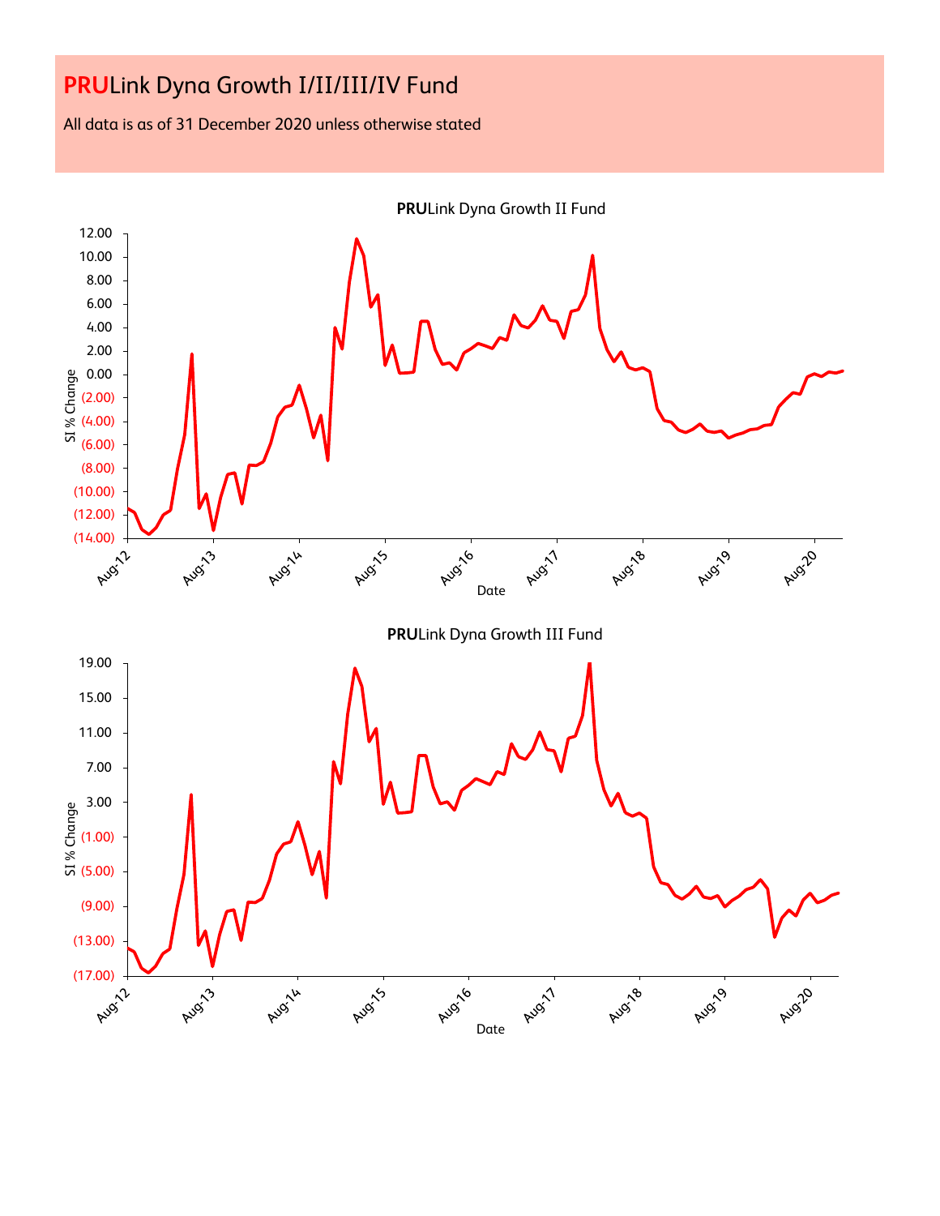# **PRU**Link Dyna Growth I/II/III/IV Fund

All data is as of 31 December 2020 unless otherwise stated

**PRU**Link Dyna Growth II Fund

SI % Change

12.00
10.00
8.00
6.00
4.00
2.00
0.00
(2.00)
(4.00)
(6.00)
(8.00)
(10.00)
(12.00)
(14.00)

Aug-12 Aug-13 Aug-14 Aug-15 Aug-16 Aug-17 Aug-18 Aug-19 Aug-20

Date

**PRU**Link Dyna Growth III Fund

SI % Change

19.00
15.00
11.00
7.00
3.00
(1.00)
(5.00)
(9.00)
(13.00)
(17.00)

Aug-12 Aug-13 Aug-14 Aug-15 Aug-16 Aug-17 Aug-18 Aug-19 Aug-20

Date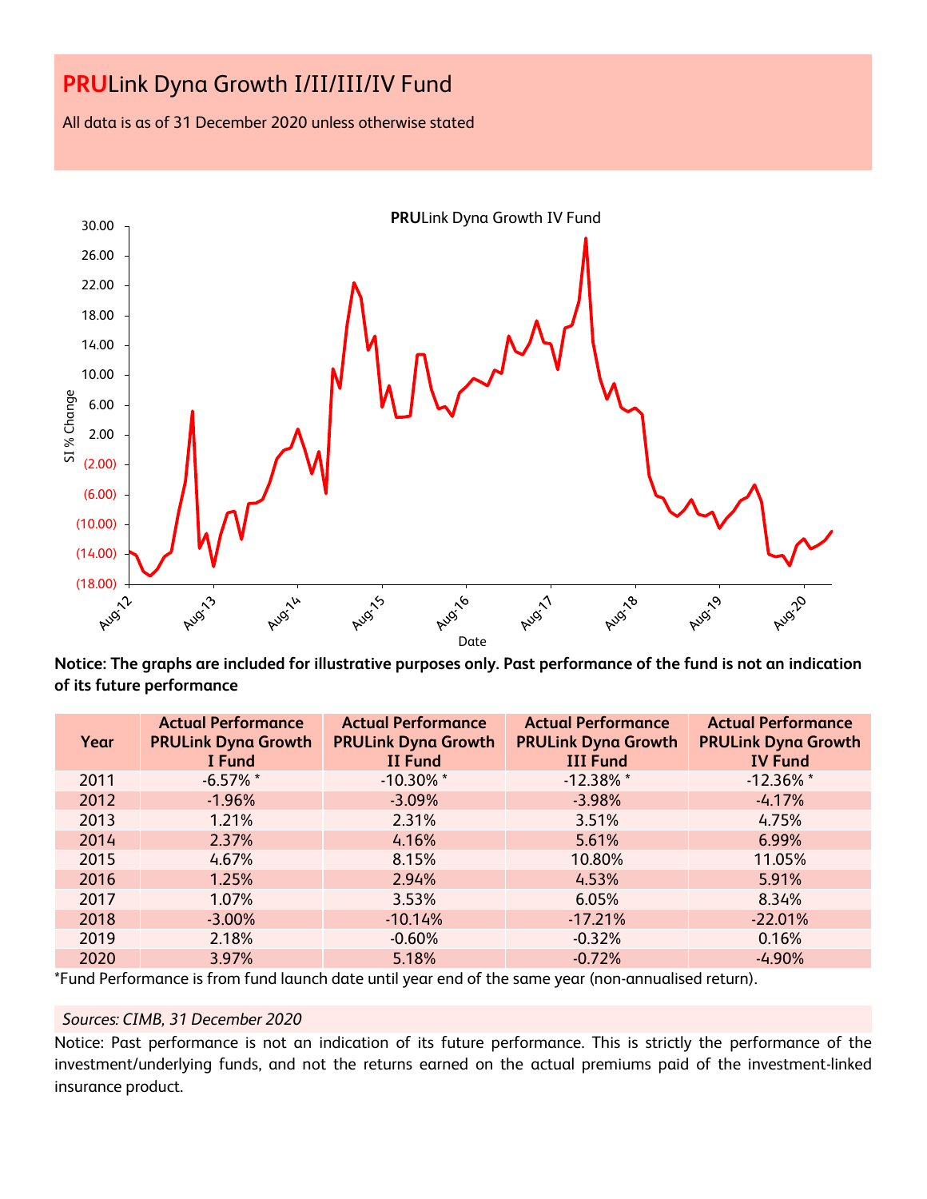# PRULink Dyna Growth I/II/III/IV Fund

All data is as of 31 December 2020 unless otherwise stated

**Notice: The graphs are included for illustrative purposes only. Past performance of the fund is not an indication of its future performance**

| Year | Actual Performance PRULink Dyna Growth I Fund | Actual Performance PRULink Dyna Growth II Fund | Actual Performance PRULink Dyna Growth III Fund | Actual Performance PRULink Dyna Growth IV Fund |
|---|---|---|---|---|
| 2011 | -6.57% * | -10.30% * | -12.38% * | -12.36% * |
| 2012 | -1.96% | -3.09% | -3.98% | -4.17% |
| 2013 | 1.21% | 2.31% | 3.51% | 4.75% |
| 2014 | 2.37% | 4.16% | 5.61% | 6.99% |
| 2015 | 4.67% | 8.15% | 10.80% | 11.05% |
| 2016 | 1.25% | 2.94% | 4.53% | 5.91% |
| 2017 | 1.07% | 3.53% | 6.05% | 8.34% |
| 2018 | -3.00% | -10.14% | -17.21% | -22.01% |
| 2019 | 2.18% | -0.60% | -0.32% | 0.16% |
| 2020 | 3.97% | 5.18% | -0.72% | -4.90% |

*Fund Performance is from fund launch date until year end of the same year (non-annualised return).

*Sources: CIMB, 31 December 2020*

Notice: Past performance is not an indication of its future performance. This is strictly the performance of the investment/underlying funds, and not the returns earned on the actual premiums paid of the investment-linked insurance product.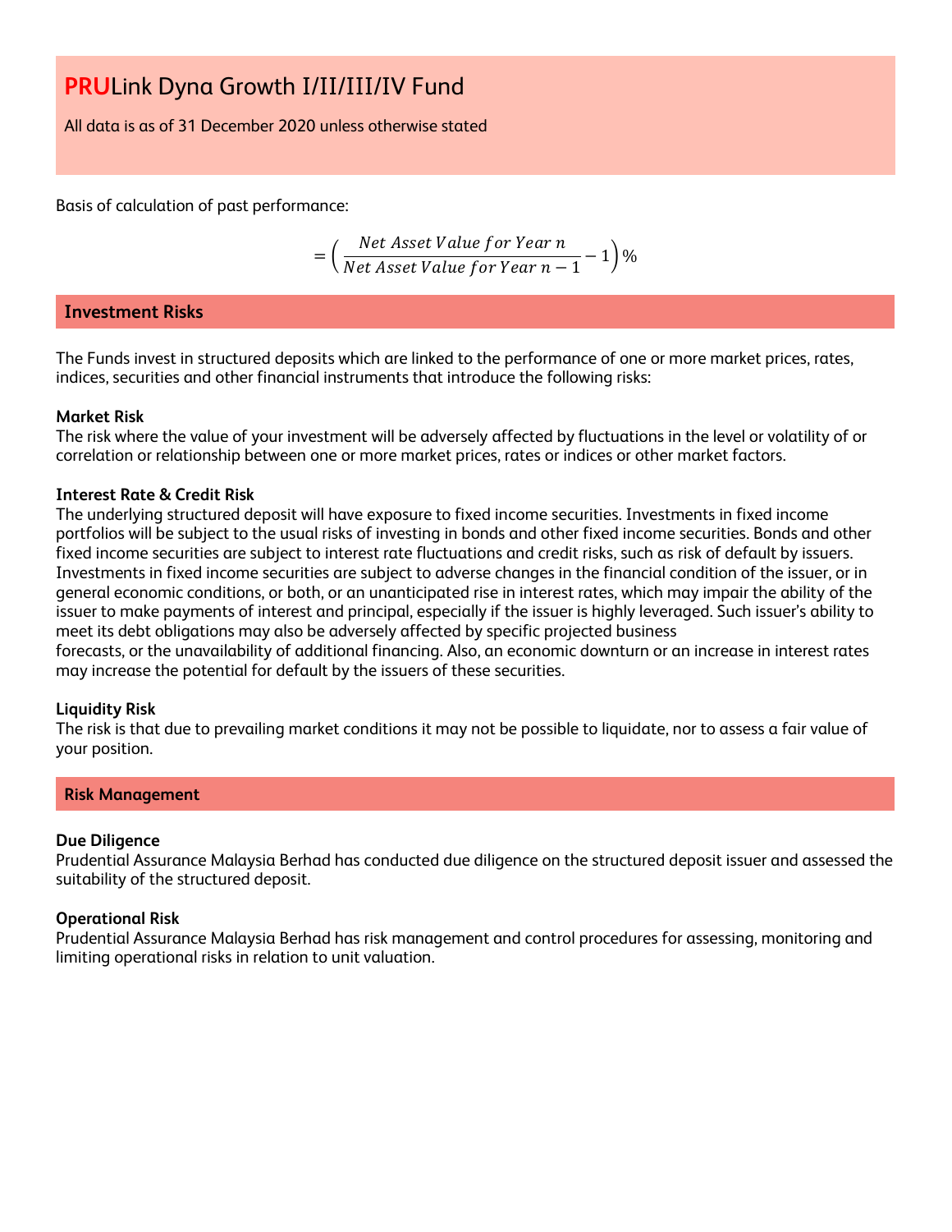# PRULink Dyna Growth I/II/III/IV Fund

All data is as of 31 December 2020 unless otherwise stated

Basis of calculation of past performance:

$$= \left( \frac{Net\ Asset\ Value\ for\ Year\ n}{Net\ Asset\ Value\ for\ Year\ n-1} - 1 \right)\%$$

## Investment Risks

The Funds invest in structured deposits which are linked to the performance of one or more market prices, rates, indices, securities and other financial instruments that introduce the following risks:

**Market Risk**
The risk where the value of your investment will be adversely affected by fluctuations in the level or volatility of or correlation or relationship between one or more market prices, rates or indices or other market factors.

**Interest Rate & Credit Risk**
The underlying structured deposit will have exposure to fixed income securities. Investments in fixed income portfolios will be subject to the usual risks of investing in bonds and other fixed income securities. Bonds and other fixed income securities are subject to interest rate fluctuations and credit risks, such as risk of default by issuers. Investments in fixed income securities are subject to adverse changes in the financial condition of the issuer, or in general economic conditions, or both, or an unanticipated rise in interest rates, which may impair the ability of the issuer to make payments of interest and principal, especially if the issuer is highly leveraged. Such issuer's ability to meet its debt obligations may also be adversely affected by specific projected business forecasts, or the unavailability of additional financing. Also, an economic downturn or an increase in interest rates may increase the potential for default by the issuers of these securities.

**Liquidity Risk**
The risk is that due to prevailing market conditions it may not be possible to liquidate, nor to assess a fair value of your position.

## Risk Management

**Due Diligence**
Prudential Assurance Malaysia Berhad has conducted due diligence on the structured deposit issuer and assessed the suitability of the structured deposit.

**Operational Risk**
Prudential Assurance Malaysia Berhad has risk management and control procedures for assessing, monitoring and limiting operational risks in relation to unit valuation.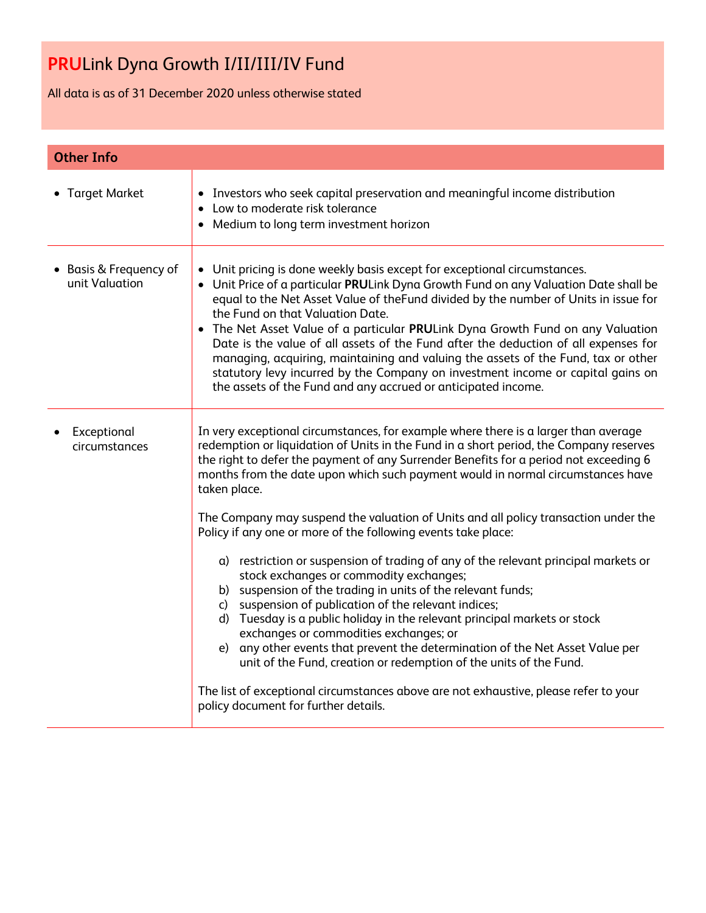# **PRU**Link Dyna Growth I/II/III/IV Fund

All data is as of 31 December 2020 unless otherwise stated

## Other Info

| | |
|---|---|
| • Target Market | • Investors who seek capital preservation and meaningful income distribution<br>• Low to moderate risk tolerance<br>• Medium to long term investment horizon |
| • Basis & Frequency of unit Valuation | • Unit pricing is done weekly basis except for exceptional circumstances.<br>• Unit Price of a particular **PRU**Link Dyna Growth Fund on any Valuation Date shall be equal to the Net Asset Value of theFund divided by the number of Units in issue for the Fund on that Valuation Date.<br>• The Net Asset Value of a particular **PRU**Link Dyna Growth Fund on any Valuation Date is the value of all assets of the Fund after the deduction of all expenses for managing, acquiring, maintaining and valuing the assets of the Fund, tax or other statutory levy incurred by the Company on investment income or capital gains on the assets of the Fund and any accrued or anticipated income. |
| • Exceptional circumstances | In very exceptional circumstances, for example where there is a larger than average redemption or liquidation of Units in the Fund in a short period, the Company reserves the right to defer the payment of any Surrender Benefits for a period not exceeding 6 months from the date upon which such payment would in normal circumstances have taken place.<br><br>The Company may suspend the valuation of Units and all policy transaction under the Policy if any one or more of the following events take place:<br><br>a) restriction or suspension of trading of any of the relevant principal markets or stock exchanges or commodity exchanges;<br>b) suspension of the trading in units of the relevant funds;<br>c) suspension of publication of the relevant indices;<br>d) Tuesday is a public holiday in the relevant principal markets or stock exchanges or commodities exchanges; or<br>e) any other events that prevent the determination of the Net Asset Value per unit of the Fund, creation or redemption of the units of the Fund.<br><br>The list of exceptional circumstances above are not exhaustive, please refer to your policy document for further details. |